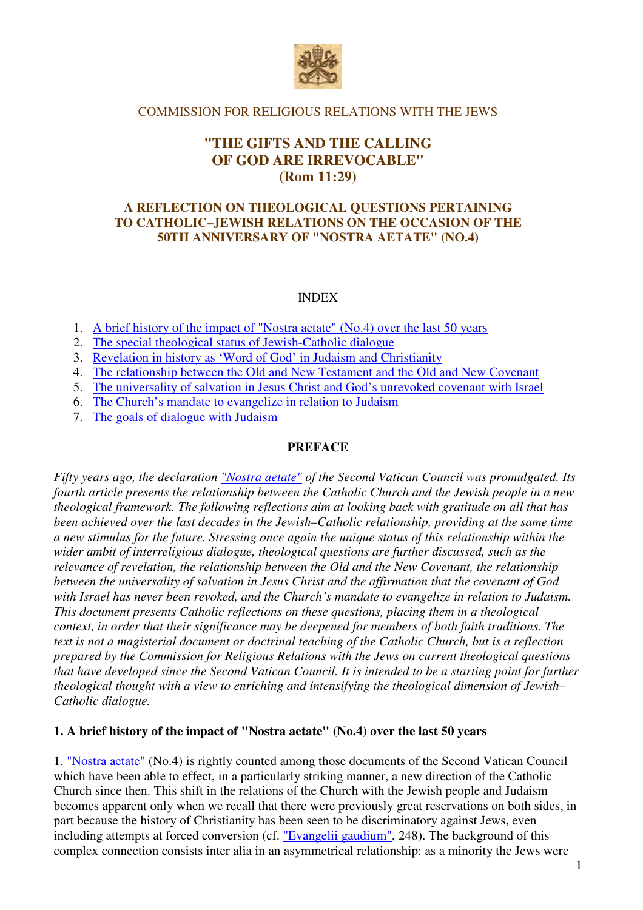COMMISSION FOR RELIGIOUS RELATIONS WITH THE JEWS

# "THE GIFTS AND THE CALLING OF GOD ARE IRREVOCABLE" (Rom 11:29)

## A REFLECTION ON THEOLOGICAL QUESTIONS PERTAINING TO CATHOLIC–JEWISH RELATIONS ON THE OCCASION OF THE 50TH ANNIVERSARY OF "NOSTRA AETATE" (NO.4)

INDEX

1. A brief history of the impact of "Nostra aetate" (No.4) over the last 50 years
2. The special theological status of Jewish-Catholic dialogue
3. Revelation in history as 'Word of God' in Judaism and Christianity
4. The relationship between the Old and New Testament and the Old and New Covenant
5. The universality of salvation in Jesus Christ and God's unrevoked covenant with Israel
6. The Church's mandate to evangelize in relation to Judaism
7. The goals of dialogue with Judaism

**PREFACE**

*Fifty years ago, the declaration "Nostra aetate" of the Second Vatican Council was promulgated. Its fourth article presents the relationship between the Catholic Church and the Jewish people in a new theological framework. The following reflections aim at looking back with gratitude on all that has been achieved over the last decades in the Jewish–Catholic relationship, providing at the same time a new stimulus for the future. Stressing once again the unique status of this relationship within the wider ambit of interreligious dialogue, theological questions are further discussed, such as the relevance of revelation, the relationship between the Old and the New Covenant, the relationship between the universality of salvation in Jesus Christ and the affirmation that the covenant of God with Israel has never been revoked, and the Church's mandate to evangelize in relation to Judaism. This document presents Catholic reflections on these questions, placing them in a theological context, in order that their significance may be deepened for members of both faith traditions. The text is not a magisterial document or doctrinal teaching of the Catholic Church, but is a reflection prepared by the Commission for Religious Relations with the Jews on current theological questions that have developed since the Second Vatican Council. It is intended to be a starting point for further theological thought with a view to enriching and intensifying the theological dimension of Jewish–Catholic dialogue.*

### 1. A brief history of the impact of "Nostra aetate" (No.4) over the last 50 years

1. "Nostra aetate" (No.4) is rightly counted among those documents of the Second Vatican Council which have been able to effect, in a particularly striking manner, a new direction of the Catholic Church since then. This shift in the relations of the Church with the Jewish people and Judaism becomes apparent only when we recall that there were previously great reservations on both sides, in part because the history of Christianity has been seen to be discriminatory against Jews, even including attempts at forced conversion (cf. "Evangelii gaudium", 248). The background of this complex connection consists inter alia in an asymmetrical relationship: as a minority the Jews were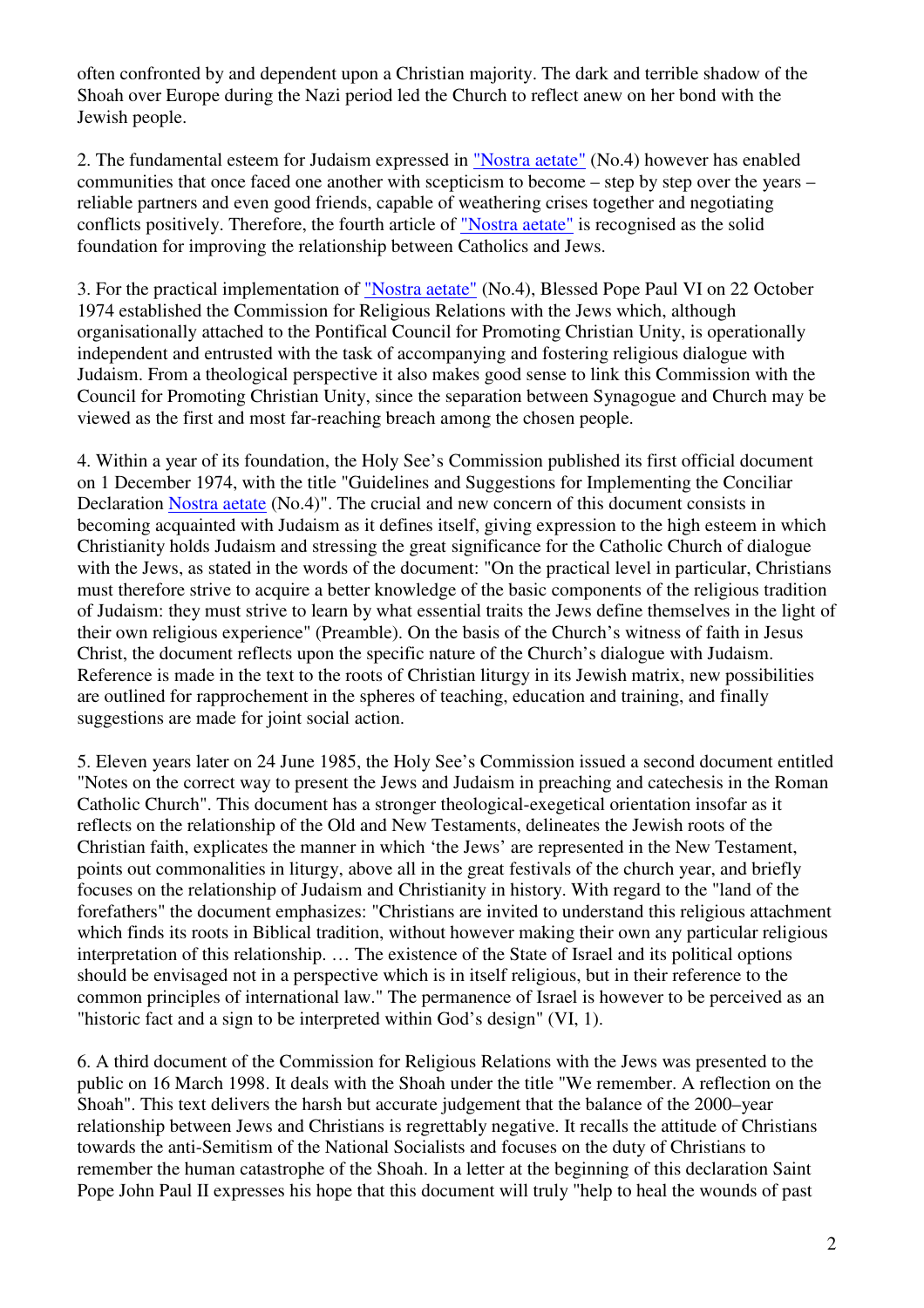often confronted by and dependent upon a Christian majority. The dark and terrible shadow of the Shoah over Europe during the Nazi period led the Church to reflect anew on her bond with the Jewish people.

2. The fundamental esteem for Judaism expressed in "Nostra aetate" (No.4) however has enabled communities that once faced one another with scepticism to become – step by step over the years – reliable partners and even good friends, capable of weathering crises together and negotiating conflicts positively. Therefore, the fourth article of "Nostra aetate" is recognised as the solid foundation for improving the relationship between Catholics and Jews.

3. For the practical implementation of "Nostra aetate" (No.4), Blessed Pope Paul VI on 22 October 1974 established the Commission for Religious Relations with the Jews which, although organisationally attached to the Pontifical Council for Promoting Christian Unity, is operationally independent and entrusted with the task of accompanying and fostering religious dialogue with Judaism. From a theological perspective it also makes good sense to link this Commission with the Council for Promoting Christian Unity, since the separation between Synagogue and Church may be viewed as the first and most far-reaching breach among the chosen people.

4. Within a year of its foundation, the Holy See's Commission published its first official document on 1 December 1974, with the title "Guidelines and Suggestions for Implementing the Conciliar Declaration Nostra aetate (No.4)". The crucial and new concern of this document consists in becoming acquainted with Judaism as it defines itself, giving expression to the high esteem in which Christianity holds Judaism and stressing the great significance for the Catholic Church of dialogue with the Jews, as stated in the words of the document: "On the practical level in particular, Christians must therefore strive to acquire a better knowledge of the basic components of the religious tradition of Judaism: they must strive to learn by what essential traits the Jews define themselves in the light of their own religious experience" (Preamble). On the basis of the Church's witness of faith in Jesus Christ, the document reflects upon the specific nature of the Church's dialogue with Judaism. Reference is made in the text to the roots of Christian liturgy in its Jewish matrix, new possibilities are outlined for rapprochement in the spheres of teaching, education and training, and finally suggestions are made for joint social action.

5. Eleven years later on 24 June 1985, the Holy See's Commission issued a second document entitled "Notes on the correct way to present the Jews and Judaism in preaching and catechesis in the Roman Catholic Church". This document has a stronger theological-exegetical orientation insofar as it reflects on the relationship of the Old and New Testaments, delineates the Jewish roots of the Christian faith, explicates the manner in which 'the Jews' are represented in the New Testament, points out commonalities in liturgy, above all in the great festivals of the church year, and briefly focuses on the relationship of Judaism and Christianity in history. With regard to the "land of the forefathers" the document emphasizes: "Christians are invited to understand this religious attachment which finds its roots in Biblical tradition, without however making their own any particular religious interpretation of this relationship. … The existence of the State of Israel and its political options should be envisaged not in a perspective which is in itself religious, but in their reference to the common principles of international law." The permanence of Israel is however to be perceived as an "historic fact and a sign to be interpreted within God's design" (VI, 1).

6. A third document of the Commission for Religious Relations with the Jews was presented to the public on 16 March 1998. It deals with the Shoah under the title "We remember. A reflection on the Shoah". This text delivers the harsh but accurate judgement that the balance of the 2000–year relationship between Jews and Christians is regrettably negative. It recalls the attitude of Christians towards the anti-Semitism of the National Socialists and focuses on the duty of Christians to remember the human catastrophe of the Shoah. In a letter at the beginning of this declaration Saint Pope John Paul II expresses his hope that this document will truly "help to heal the wounds of past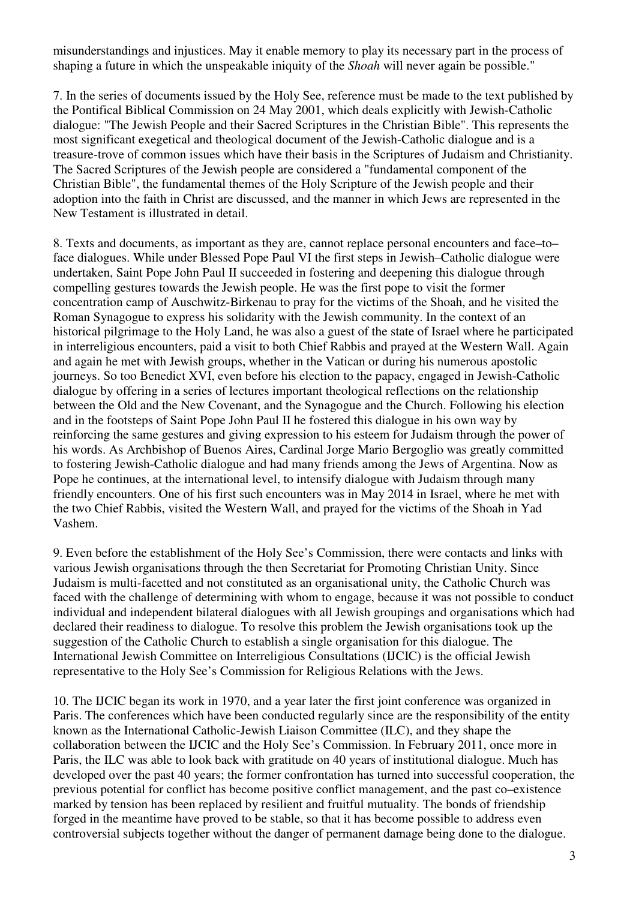misunderstandings and injustices. May it enable memory to play its necessary part in the process of shaping a future in which the unspeakable iniquity of the *Shoah* will never again be possible."

7. In the series of documents issued by the Holy See, reference must be made to the text published by the Pontifical Biblical Commission on 24 May 2001, which deals explicitly with Jewish-Catholic dialogue: "The Jewish People and their Sacred Scriptures in the Christian Bible". This represents the most significant exegetical and theological document of the Jewish-Catholic dialogue and is a treasure-trove of common issues which have their basis in the Scriptures of Judaism and Christianity. The Sacred Scriptures of the Jewish people are considered a "fundamental component of the Christian Bible", the fundamental themes of the Holy Scripture of the Jewish people and their adoption into the faith in Christ are discussed, and the manner in which Jews are represented in the New Testament is illustrated in detail.

8. Texts and documents, as important as they are, cannot replace personal encounters and face–to–face dialogues. While under Blessed Pope Paul VI the first steps in Jewish–Catholic dialogue were undertaken, Saint Pope John Paul II succeeded in fostering and deepening this dialogue through compelling gestures towards the Jewish people. He was the first pope to visit the former concentration camp of Auschwitz-Birkenau to pray for the victims of the Shoah, and he visited the Roman Synagogue to express his solidarity with the Jewish community. In the context of an historical pilgrimage to the Holy Land, he was also a guest of the state of Israel where he participated in interreligious encounters, paid a visit to both Chief Rabbis and prayed at the Western Wall. Again and again he met with Jewish groups, whether in the Vatican or during his numerous apostolic journeys. So too Benedict XVI, even before his election to the papacy, engaged in Jewish-Catholic dialogue by offering in a series of lectures important theological reflections on the relationship between the Old and the New Covenant, and the Synagogue and the Church. Following his election and in the footsteps of Saint Pope John Paul II he fostered this dialogue in his own way by reinforcing the same gestures and giving expression to his esteem for Judaism through the power of his words. As Archbishop of Buenos Aires, Cardinal Jorge Mario Bergoglio was greatly committed to fostering Jewish-Catholic dialogue and had many friends among the Jews of Argentina. Now as Pope he continues, at the international level, to intensify dialogue with Judaism through many friendly encounters. One of his first such encounters was in May 2014 in Israel, where he met with the two Chief Rabbis, visited the Western Wall, and prayed for the victims of the Shoah in Yad Vashem.

9. Even before the establishment of the Holy See's Commission, there were contacts and links with various Jewish organisations through the then Secretariat for Promoting Christian Unity. Since Judaism is multi-facetted and not constituted as an organisational unity, the Catholic Church was faced with the challenge of determining with whom to engage, because it was not possible to conduct individual and independent bilateral dialogues with all Jewish groupings and organisations which had declared their readiness to dialogue. To resolve this problem the Jewish organisations took up the suggestion of the Catholic Church to establish a single organisation for this dialogue. The International Jewish Committee on Interreligious Consultations (IJCIC) is the official Jewish representative to the Holy See's Commission for Religious Relations with the Jews.

10. The IJCIC began its work in 1970, and a year later the first joint conference was organized in Paris. The conferences which have been conducted regularly since are the responsibility of the entity known as the International Catholic-Jewish Liaison Committee (ILC), and they shape the collaboration between the IJCIC and the Holy See's Commission. In February 2011, once more in Paris, the ILC was able to look back with gratitude on 40 years of institutional dialogue. Much has developed over the past 40 years; the former confrontation has turned into successful cooperation, the previous potential for conflict has become positive conflict management, and the past co–existence marked by tension has been replaced by resilient and fruitful mutuality. The bonds of friendship forged in the meantime have proved to be stable, so that it has become possible to address even controversial subjects together without the danger of permanent damage being done to the dialogue.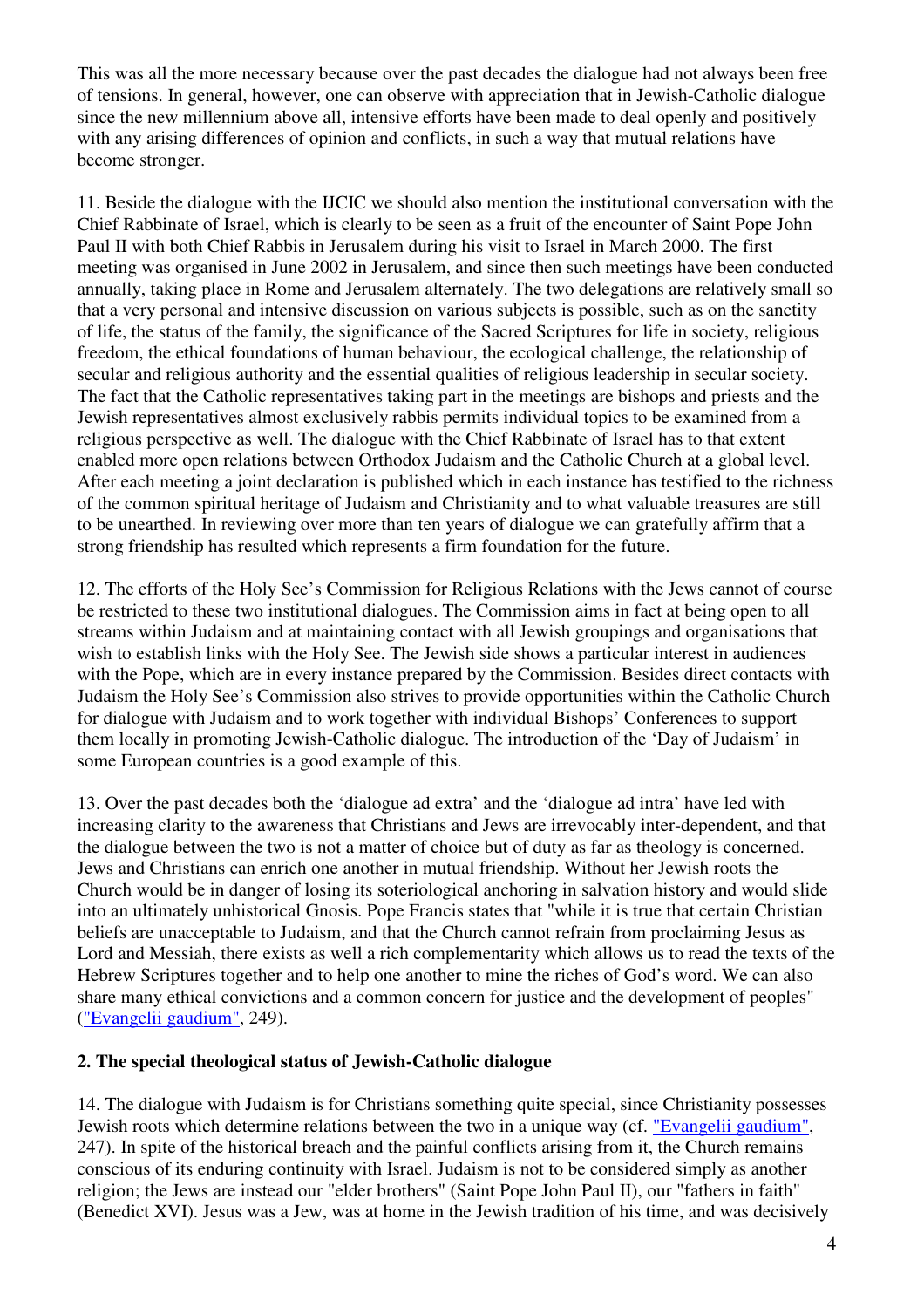This was all the more necessary because over the past decades the dialogue had not always been free of tensions. In general, however, one can observe with appreciation that in Jewish-Catholic dialogue since the new millennium above all, intensive efforts have been made to deal openly and positively with any arising differences of opinion and conflicts, in such a way that mutual relations have become stronger.

11. Beside the dialogue with the IJCIC we should also mention the institutional conversation with the Chief Rabbinate of Israel, which is clearly to be seen as a fruit of the encounter of Saint Pope John Paul II with both Chief Rabbis in Jerusalem during his visit to Israel in March 2000. The first meeting was organised in June 2002 in Jerusalem, and since then such meetings have been conducted annually, taking place in Rome and Jerusalem alternately. The two delegations are relatively small so that a very personal and intensive discussion on various subjects is possible, such as on the sanctity of life, the status of the family, the significance of the Sacred Scriptures for life in society, religious freedom, the ethical foundations of human behaviour, the ecological challenge, the relationship of secular and religious authority and the essential qualities of religious leadership in secular society. The fact that the Catholic representatives taking part in the meetings are bishops and priests and the Jewish representatives almost exclusively rabbis permits individual topics to be examined from a religious perspective as well. The dialogue with the Chief Rabbinate of Israel has to that extent enabled more open relations between Orthodox Judaism and the Catholic Church at a global level. After each meeting a joint declaration is published which in each instance has testified to the richness of the common spiritual heritage of Judaism and Christianity and to what valuable treasures are still to be unearthed. In reviewing over more than ten years of dialogue we can gratefully affirm that a strong friendship has resulted which represents a firm foundation for the future.

12. The efforts of the Holy See's Commission for Religious Relations with the Jews cannot of course be restricted to these two institutional dialogues. The Commission aims in fact at being open to all streams within Judaism and at maintaining contact with all Jewish groupings and organisations that wish to establish links with the Holy See. The Jewish side shows a particular interest in audiences with the Pope, which are in every instance prepared by the Commission. Besides direct contacts with Judaism the Holy See's Commission also strives to provide opportunities within the Catholic Church for dialogue with Judaism and to work together with individual Bishops' Conferences to support them locally in promoting Jewish-Catholic dialogue. The introduction of the 'Day of Judaism' in some European countries is a good example of this.

13. Over the past decades both the 'dialogue ad extra' and the 'dialogue ad intra' have led with increasing clarity to the awareness that Christians and Jews are irrevocably inter-dependent, and that the dialogue between the two is not a matter of choice but of duty as far as theology is concerned. Jews and Christians can enrich one another in mutual friendship. Without her Jewish roots the Church would be in danger of losing its soteriological anchoring in salvation history and would slide into an ultimately unhistorical Gnosis. Pope Francis states that "while it is true that certain Christian beliefs are unacceptable to Judaism, and that the Church cannot refrain from proclaiming Jesus as Lord and Messiah, there exists as well a rich complementarity which allows us to read the texts of the Hebrew Scriptures together and to help one another to mine the riches of God's word. We can also share many ethical convictions and a common concern for justice and the development of peoples" ("Evangelii gaudium", 249).

### 2. The special theological status of Jewish-Catholic dialogue

14. The dialogue with Judaism is for Christians something quite special, since Christianity possesses Jewish roots which determine relations between the two in a unique way (cf. "Evangelii gaudium", 247). In spite of the historical breach and the painful conflicts arising from it, the Church remains conscious of its enduring continuity with Israel. Judaism is not to be considered simply as another religion; the Jews are instead our "elder brothers" (Saint Pope John Paul II), our "fathers in faith" (Benedict XVI). Jesus was a Jew, was at home in the Jewish tradition of his time, and was decisively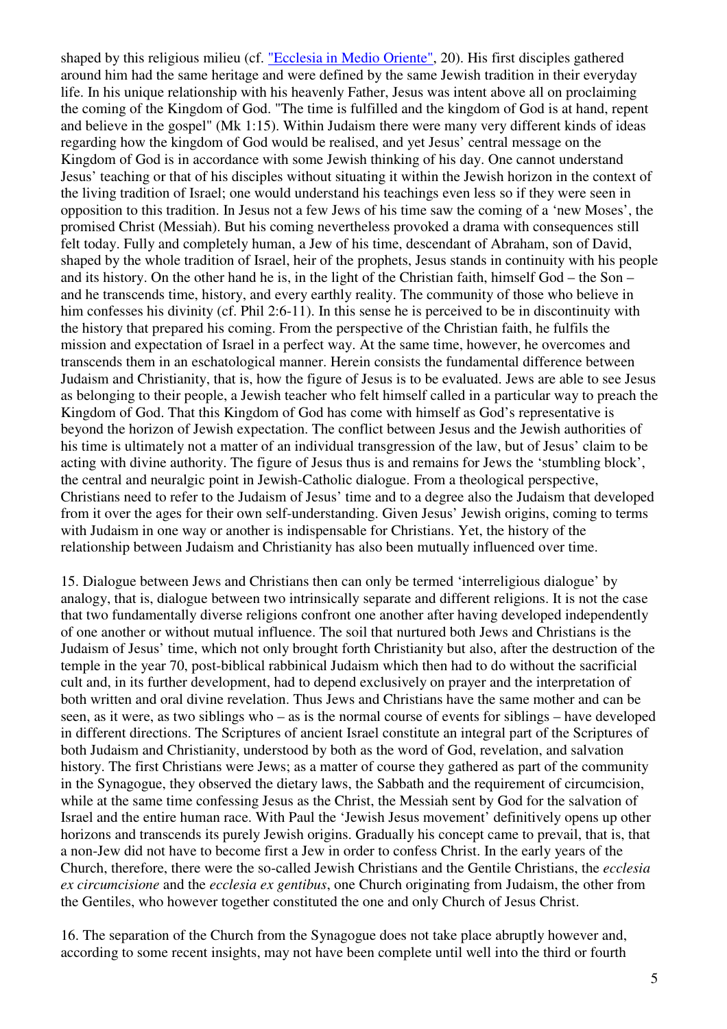shaped by this religious milieu (cf. ["Ecclesia in Medio Oriente"](), 20). His first disciples gathered around him had the same heritage and were defined by the same Jewish tradition in their everyday life. In his unique relationship with his heavenly Father, Jesus was intent above all on proclaiming the coming of the Kingdom of God. "The time is fulfilled and the kingdom of God is at hand, repent and believe in the gospel" (Mk 1:15). Within Judaism there were many very different kinds of ideas regarding how the kingdom of God would be realised, and yet Jesus' central message on the Kingdom of God is in accordance with some Jewish thinking of his day. One cannot understand Jesus' teaching or that of his disciples without situating it within the Jewish horizon in the context of the living tradition of Israel; one would understand his teachings even less so if they were seen in opposition to this tradition. In Jesus not a few Jews of his time saw the coming of a 'new Moses', the promised Christ (Messiah). But his coming nevertheless provoked a drama with consequences still felt today. Fully and completely human, a Jew of his time, descendant of Abraham, son of David, shaped by the whole tradition of Israel, heir of the prophets, Jesus stands in continuity with his people and its history. On the other hand he is, in the light of the Christian faith, himself God – the Son – and he transcends time, history, and every earthly reality. The community of those who believe in him confesses his divinity (cf. Phil 2:6-11). In this sense he is perceived to be in discontinuity with the history that prepared his coming. From the perspective of the Christian faith, he fulfils the mission and expectation of Israel in a perfect way. At the same time, however, he overcomes and transcends them in an eschatological manner. Herein consists the fundamental difference between Judaism and Christianity, that is, how the figure of Jesus is to be evaluated. Jews are able to see Jesus as belonging to their people, a Jewish teacher who felt himself called in a particular way to preach the Kingdom of God. That this Kingdom of God has come with himself as God's representative is beyond the horizon of Jewish expectation. The conflict between Jesus and the Jewish authorities of his time is ultimately not a matter of an individual transgression of the law, but of Jesus' claim to be acting with divine authority. The figure of Jesus thus is and remains for Jews the 'stumbling block', the central and neuralgic point in Jewish-Catholic dialogue. From a theological perspective, Christians need to refer to the Judaism of Jesus' time and to a degree also the Judaism that developed from it over the ages for their own self-understanding. Given Jesus' Jewish origins, coming to terms with Judaism in one way or another is indispensable for Christians. Yet, the history of the relationship between Judaism and Christianity has also been mutually influenced over time.

15. Dialogue between Jews and Christians then can only be termed 'interreligious dialogue' by analogy, that is, dialogue between two intrinsically separate and different religions. It is not the case that two fundamentally diverse religions confront one another after having developed independently of one another or without mutual influence. The soil that nurtured both Jews and Christians is the Judaism of Jesus' time, which not only brought forth Christianity but also, after the destruction of the temple in the year 70, post-biblical rabbinical Judaism which then had to do without the sacrificial cult and, in its further development, had to depend exclusively on prayer and the interpretation of both written and oral divine revelation. Thus Jews and Christians have the same mother and can be seen, as it were, as two siblings who – as is the normal course of events for siblings – have developed in different directions. The Scriptures of ancient Israel constitute an integral part of the Scriptures of both Judaism and Christianity, understood by both as the word of God, revelation, and salvation history. The first Christians were Jews; as a matter of course they gathered as part of the community in the Synagogue, they observed the dietary laws, the Sabbath and the requirement of circumcision, while at the same time confessing Jesus as the Christ, the Messiah sent by God for the salvation of Israel and the entire human race. With Paul the 'Jewish Jesus movement' definitively opens up other horizons and transcends its purely Jewish origins. Gradually his concept came to prevail, that is, that a non-Jew did not have to become first a Jew in order to confess Christ. In the early years of the Church, therefore, there were the so-called Jewish Christians and the Gentile Christians, the *ecclesia ex circumcisione* and the *ecclesia ex gentibus*, one Church originating from Judaism, the other from the Gentiles, who however together constituted the one and only Church of Jesus Christ.

16. The separation of the Church from the Synagogue does not take place abruptly however and, according to some recent insights, may not have been complete until well into the third or fourth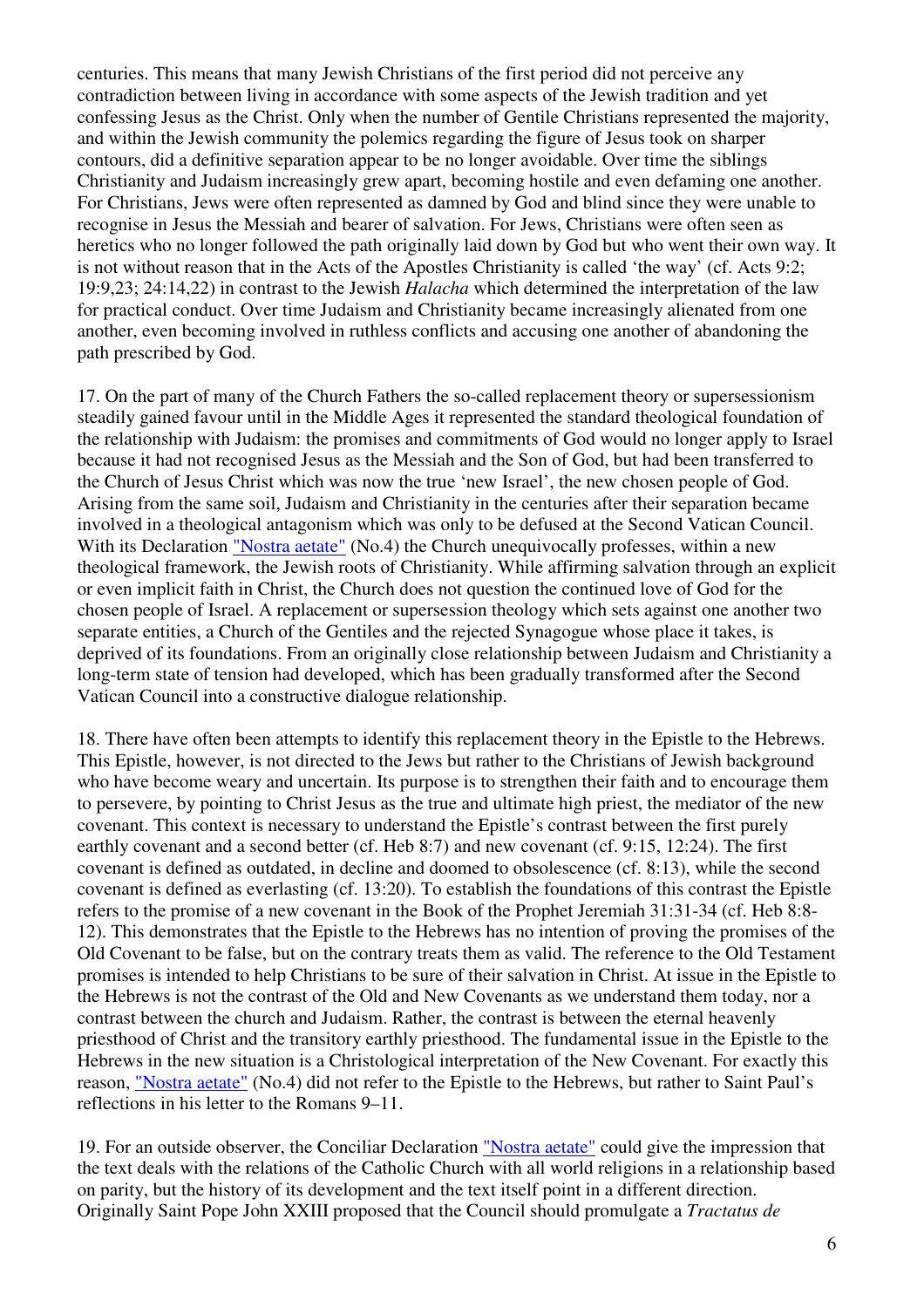centuries. This means that many Jewish Christians of the first period did not perceive any contradiction between living in accordance with some aspects of the Jewish tradition and yet confessing Jesus as the Christ. Only when the number of Gentile Christians represented the majority, and within the Jewish community the polemics regarding the figure of Jesus took on sharper contours, did a definitive separation appear to be no longer avoidable. Over time the siblings Christianity and Judaism increasingly grew apart, becoming hostile and even defaming one another. For Christians, Jews were often represented as damned by God and blind since they were unable to recognise in Jesus the Messiah and bearer of salvation. For Jews, Christians were often seen as heretics who no longer followed the path originally laid down by God but who went their own way. It is not without reason that in the Acts of the Apostles Christianity is called 'the way' (cf. Acts 9:2; 19:9,23; 24:14,22) in contrast to the Jewish *Halacha* which determined the interpretation of the law for practical conduct. Over time Judaism and Christianity became increasingly alienated from one another, even becoming involved in ruthless conflicts and accusing one another of abandoning the path prescribed by God.

17. On the part of many of the Church Fathers the so-called replacement theory or supersessionism steadily gained favour until in the Middle Ages it represented the standard theological foundation of the relationship with Judaism: the promises and commitments of God would no longer apply to Israel because it had not recognised Jesus as the Messiah and the Son of God, but had been transferred to the Church of Jesus Christ which was now the true 'new Israel', the new chosen people of God. Arising from the same soil, Judaism and Christianity in the centuries after their separation became involved in a theological antagonism which was only to be defused at the Second Vatican Council. With its Declaration "Nostra aetate" (No.4) the Church unequivocally professes, within a new theological framework, the Jewish roots of Christianity. While affirming salvation through an explicit or even implicit faith in Christ, the Church does not question the continued love of God for the chosen people of Israel. A replacement or supersession theology which sets against one another two separate entities, a Church of the Gentiles and the rejected Synagogue whose place it takes, is deprived of its foundations. From an originally close relationship between Judaism and Christianity a long-term state of tension had developed, which has been gradually transformed after the Second Vatican Council into a constructive dialogue relationship.

18. There have often been attempts to identify this replacement theory in the Epistle to the Hebrews. This Epistle, however, is not directed to the Jews but rather to the Christians of Jewish background who have become weary and uncertain. Its purpose is to strengthen their faith and to encourage them to persevere, by pointing to Christ Jesus as the true and ultimate high priest, the mediator of the new covenant. This context is necessary to understand the Epistle's contrast between the first purely earthly covenant and a second better (cf. Heb 8:7) and new covenant (cf. 9:15, 12:24). The first covenant is defined as outdated, in decline and doomed to obsolescence (cf. 8:13), while the second covenant is defined as everlasting (cf. 13:20). To establish the foundations of this contrast the Epistle refers to the promise of a new covenant in the Book of the Prophet Jeremiah 31:31-34 (cf. Heb 8:8-12). This demonstrates that the Epistle to the Hebrews has no intention of proving the promises of the Old Covenant to be false, but on the contrary treats them as valid. The reference to the Old Testament promises is intended to help Christians to be sure of their salvation in Christ. At issue in the Epistle to the Hebrews is not the contrast of the Old and New Covenants as we understand them today, nor a contrast between the church and Judaism. Rather, the contrast is between the eternal heavenly priesthood of Christ and the transitory earthly priesthood. The fundamental issue in the Epistle to the Hebrews in the new situation is a Christological interpretation of the New Covenant. For exactly this reason, "Nostra aetate" (No.4) did not refer to the Epistle to the Hebrews, but rather to Saint Paul's reflections in his letter to the Romans 9–11.

19. For an outside observer, the Conciliar Declaration "Nostra aetate" could give the impression that the text deals with the relations of the Catholic Church with all world religions in a relationship based on parity, but the history of its development and the text itself point in a different direction. Originally Saint Pope John XXIII proposed that the Council should promulgate a *Tractatus de*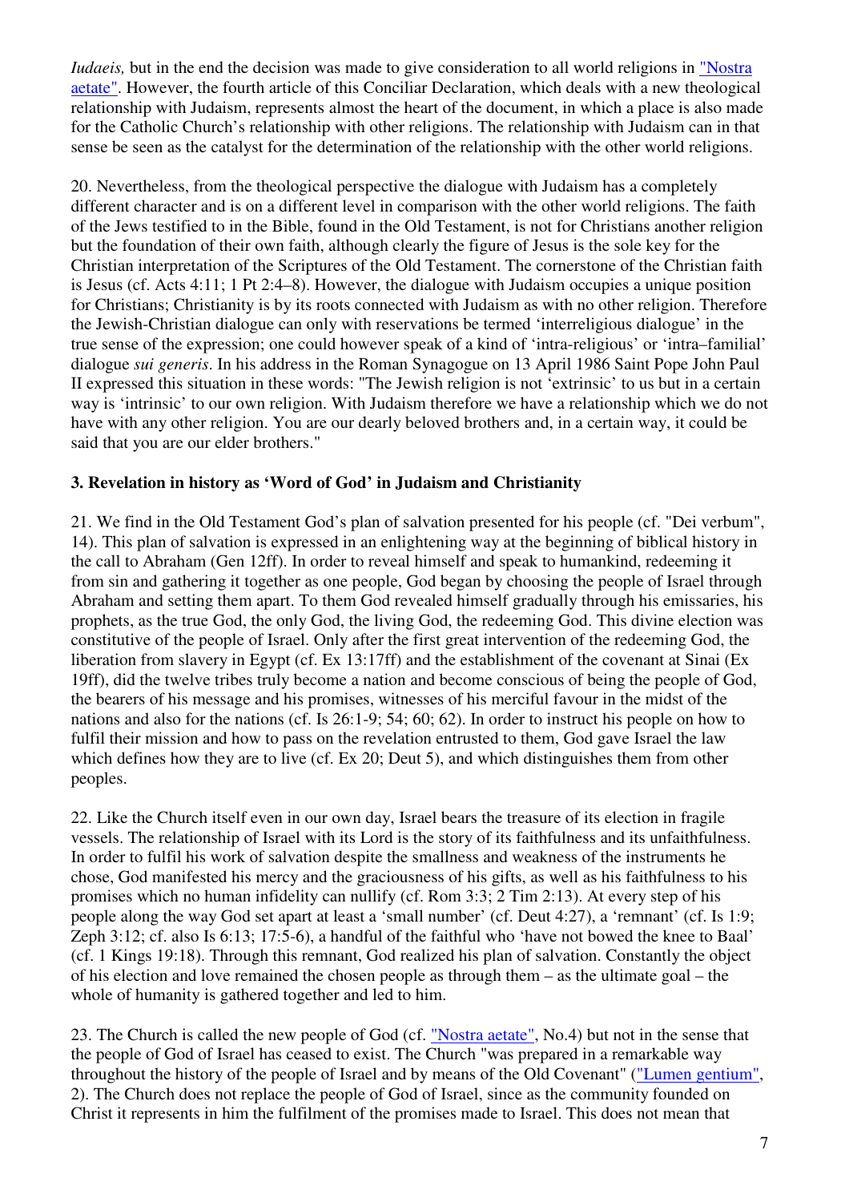*Iudaeis,* but in the end the decision was made to give consideration to all world religions in "Nostra aetate". However, the fourth article of this Conciliar Declaration, which deals with a new theological relationship with Judaism, represents almost the heart of the document, in which a place is also made for the Catholic Church's relationship with other religions. The relationship with Judaism can in that sense be seen as the catalyst for the determination of the relationship with the other world religions.

20. Nevertheless, from the theological perspective the dialogue with Judaism has a completely different character and is on a different level in comparison with the other world religions. The faith of the Jews testified to in the Bible, found in the Old Testament, is not for Christians another religion but the foundation of their own faith, although clearly the figure of Jesus is the sole key for the Christian interpretation of the Scriptures of the Old Testament. The cornerstone of the Christian faith is Jesus (cf. Acts 4:11; 1 Pt 2:4–8). However, the dialogue with Judaism occupies a unique position for Christians; Christianity is by its roots connected with Judaism as with no other religion. Therefore the Jewish-Christian dialogue can only with reservations be termed 'interreligious dialogue' in the true sense of the expression; one could however speak of a kind of 'intra-religious' or 'intra–familial' dialogue *sui generis*. In his address in the Roman Synagogue on 13 April 1986 Saint Pope John Paul II expressed this situation in these words: "The Jewish religion is not 'extrinsic' to us but in a certain way is 'intrinsic' to our own religion. With Judaism therefore we have a relationship which we do not have with any other religion. You are our dearly beloved brothers and, in a certain way, it could be said that you are our elder brothers."

### 3. Revelation in history as 'Word of God' in Judaism and Christianity

21. We find in the Old Testament God's plan of salvation presented for his people (cf. "Dei verbum", 14). This plan of salvation is expressed in an enlightening way at the beginning of biblical history in the call to Abraham (Gen 12ff). In order to reveal himself and speak to humankind, redeeming it from sin and gathering it together as one people, God began by choosing the people of Israel through Abraham and setting them apart. To them God revealed himself gradually through his emissaries, his prophets, as the true God, the only God, the living God, the redeeming God. This divine election was constitutive of the people of Israel. Only after the first great intervention of the redeeming God, the liberation from slavery in Egypt (cf. Ex 13:17ff) and the establishment of the covenant at Sinai (Ex 19ff), did the twelve tribes truly become a nation and become conscious of being the people of God, the bearers of his message and his promises, witnesses of his merciful favour in the midst of the nations and also for the nations (cf. Is 26:1-9; 54; 60; 62). In order to instruct his people on how to fulfil their mission and how to pass on the revelation entrusted to them, God gave Israel the law which defines how they are to live (cf. Ex 20; Deut 5), and which distinguishes them from other peoples.

22. Like the Church itself even in our own day, Israel bears the treasure of its election in fragile vessels. The relationship of Israel with its Lord is the story of its faithfulness and its unfaithfulness. In order to fulfil his work of salvation despite the smallness and weakness of the instruments he chose, God manifested his mercy and the graciousness of his gifts, as well as his faithfulness to his promises which no human infidelity can nullify (cf. Rom 3:3; 2 Tim 2:13). At every step of his people along the way God set apart at least a 'small number' (cf. Deut 4:27), a 'remnant' (cf. Is 1:9; Zeph 3:12; cf. also Is 6:13; 17:5-6), a handful of the faithful who 'have not bowed the knee to Baal' (cf. 1 Kings 19:18). Through this remnant, God realized his plan of salvation. Constantly the object of his election and love remained the chosen people as through them – as the ultimate goal – the whole of humanity is gathered together and led to him.

23. The Church is called the new people of God (cf. "Nostra aetate", No.4) but not in the sense that the people of God of Israel has ceased to exist. The Church "was prepared in a remarkable way throughout the history of the people of Israel and by means of the Old Covenant" ("Lumen gentium", 2). The Church does not replace the people of God of Israel, since as the community founded on Christ it represents in him the fulfilment of the promises made to Israel. This does not mean that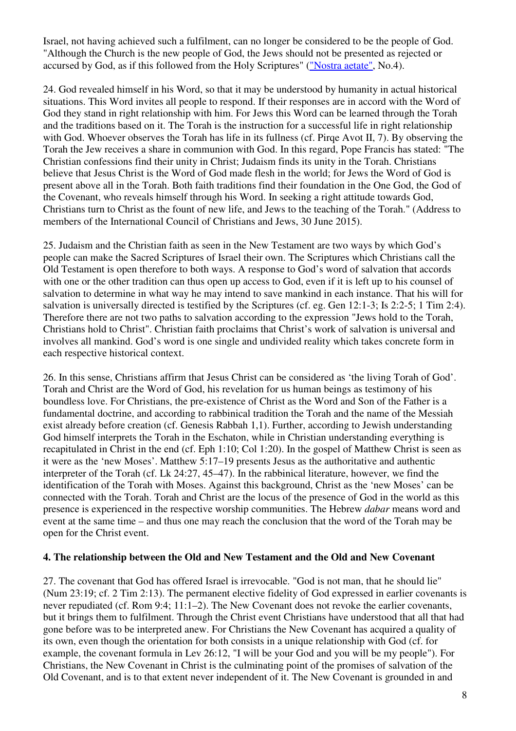Israel, not having achieved such a fulfilment, can no longer be considered to be the people of God. "Although the Church is the new people of God, the Jews should not be presented as rejected or accursed by God, as if this followed from the Holy Scriptures" ("Nostra aetate", No.4).

24. God revealed himself in his Word, so that it may be understood by humanity in actual historical situations. This Word invites all people to respond. If their responses are in accord with the Word of God they stand in right relationship with him. For Jews this Word can be learned through the Torah and the traditions based on it. The Torah is the instruction for a successful life in right relationship with God. Whoever observes the Torah has life in its fullness (cf. Pirqe Avot II, 7). By observing the Torah the Jew receives a share in communion with God. In this regard, Pope Francis has stated: "The Christian confessions find their unity in Christ; Judaism finds its unity in the Torah. Christians believe that Jesus Christ is the Word of God made flesh in the world; for Jews the Word of God is present above all in the Torah. Both faith traditions find their foundation in the One God, the God of the Covenant, who reveals himself through his Word. In seeking a right attitude towards God, Christians turn to Christ as the fount of new life, and Jews to the teaching of the Torah." (Address to members of the International Council of Christians and Jews, 30 June 2015).

25. Judaism and the Christian faith as seen in the New Testament are two ways by which God's people can make the Sacred Scriptures of Israel their own. The Scriptures which Christians call the Old Testament is open therefore to both ways. A response to God's word of salvation that accords with one or the other tradition can thus open up access to God, even if it is left up to his counsel of salvation to determine in what way he may intend to save mankind in each instance. That his will for salvation is universally directed is testified by the Scriptures (cf. eg. Gen 12:1-3; Is 2:2-5; 1 Tim 2:4). Therefore there are not two paths to salvation according to the expression "Jews hold to the Torah, Christians hold to Christ". Christian faith proclaims that Christ's work of salvation is universal and involves all mankind. God's word is one single and undivided reality which takes concrete form in each respective historical context.

26. In this sense, Christians affirm that Jesus Christ can be considered as 'the living Torah of God'. Torah and Christ are the Word of God, his revelation for us human beings as testimony of his boundless love. For Christians, the pre-existence of Christ as the Word and Son of the Father is a fundamental doctrine, and according to rabbinical tradition the Torah and the name of the Messiah exist already before creation (cf. Genesis Rabbah 1,1). Further, according to Jewish understanding God himself interprets the Torah in the Eschaton, while in Christian understanding everything is recapitulated in Christ in the end (cf. Eph 1:10; Col 1:20). In the gospel of Matthew Christ is seen as it were as the 'new Moses'. Matthew 5:17–19 presents Jesus as the authoritative and authentic interpreter of the Torah (cf. Lk 24:27, 45–47). In the rabbinical literature, however, we find the identification of the Torah with Moses. Against this background, Christ as the 'new Moses' can be connected with the Torah. Torah and Christ are the locus of the presence of God in the world as this presence is experienced in the respective worship communities. The Hebrew *dabar* means word and event at the same time – and thus one may reach the conclusion that the word of the Torah may be open for the Christ event.

### 4. The relationship between the Old and New Testament and the Old and New Covenant

27. The covenant that God has offered Israel is irrevocable. "God is not man, that he should lie" (Num 23:19; cf. 2 Tim 2:13). The permanent elective fidelity of God expressed in earlier covenants is never repudiated (cf. Rom 9:4; 11:1–2). The New Covenant does not revoke the earlier covenants, but it brings them to fulfilment. Through the Christ event Christians have understood that all that had gone before was to be interpreted anew. For Christians the New Covenant has acquired a quality of its own, even though the orientation for both consists in a unique relationship with God (cf. for example, the covenant formula in Lev 26:12, "I will be your God and you will be my people"). For Christians, the New Covenant in Christ is the culminating point of the promises of salvation of the Old Covenant, and is to that extent never independent of it. The New Covenant is grounded in and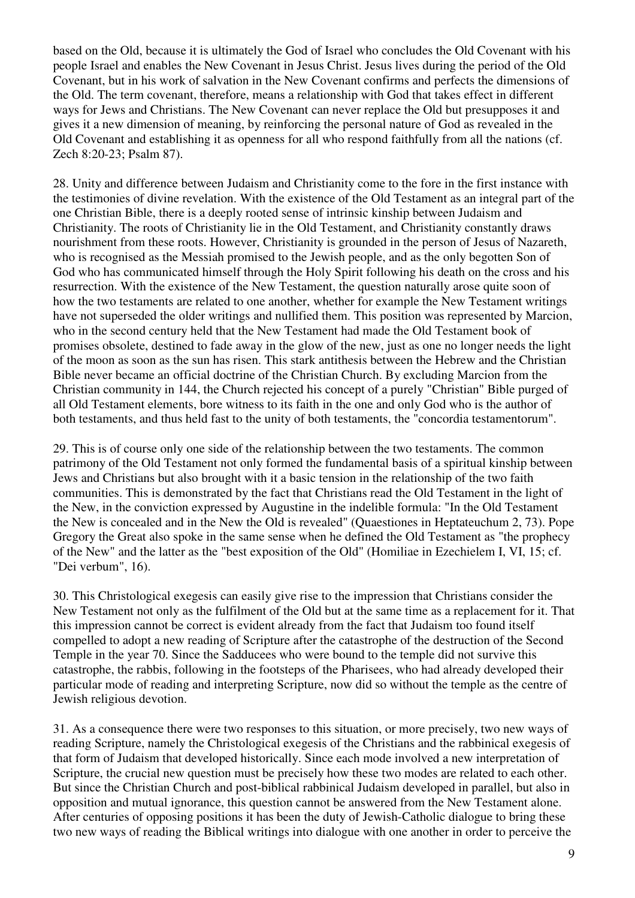based on the Old, because it is ultimately the God of Israel who concludes the Old Covenant with his people Israel and enables the New Covenant in Jesus Christ. Jesus lives during the period of the Old Covenant, but in his work of salvation in the New Covenant confirms and perfects the dimensions of the Old. The term covenant, therefore, means a relationship with God that takes effect in different ways for Jews and Christians. The New Covenant can never replace the Old but presupposes it and gives it a new dimension of meaning, by reinforcing the personal nature of God as revealed in the Old Covenant and establishing it as openness for all who respond faithfully from all the nations (cf. Zech 8:20-23; Psalm 87).

28. Unity and difference between Judaism and Christianity come to the fore in the first instance with the testimonies of divine revelation. With the existence of the Old Testament as an integral part of the one Christian Bible, there is a deeply rooted sense of intrinsic kinship between Judaism and Christianity. The roots of Christianity lie in the Old Testament, and Christianity constantly draws nourishment from these roots. However, Christianity is grounded in the person of Jesus of Nazareth, who is recognised as the Messiah promised to the Jewish people, and as the only begotten Son of God who has communicated himself through the Holy Spirit following his death on the cross and his resurrection. With the existence of the New Testament, the question naturally arose quite soon of how the two testaments are related to one another, whether for example the New Testament writings have not superseded the older writings and nullified them. This position was represented by Marcion, who in the second century held that the New Testament had made the Old Testament book of promises obsolete, destined to fade away in the glow of the new, just as one no longer needs the light of the moon as soon as the sun has risen. This stark antithesis between the Hebrew and the Christian Bible never became an official doctrine of the Christian Church. By excluding Marcion from the Christian community in 144, the Church rejected his concept of a purely "Christian" Bible purged of all Old Testament elements, bore witness to its faith in the one and only God who is the author of both testaments, and thus held fast to the unity of both testaments, the "concordia testamentorum".

29. This is of course only one side of the relationship between the two testaments. The common patrimony of the Old Testament not only formed the fundamental basis of a spiritual kinship between Jews and Christians but also brought with it a basic tension in the relationship of the two faith communities. This is demonstrated by the fact that Christians read the Old Testament in the light of the New, in the conviction expressed by Augustine in the indelible formula: "In the Old Testament the New is concealed and in the New the Old is revealed" (Quaestiones in Heptateuchum 2, 73). Pope Gregory the Great also spoke in the same sense when he defined the Old Testament as "the prophecy of the New" and the latter as the "best exposition of the Old" (Homiliae in Ezechielem I, VI, 15; cf. "Dei verbum", 16).

30. This Christological exegesis can easily give rise to the impression that Christians consider the New Testament not only as the fulfilment of the Old but at the same time as a replacement for it. That this impression cannot be correct is evident already from the fact that Judaism too found itself compelled to adopt a new reading of Scripture after the catastrophe of the destruction of the Second Temple in the year 70. Since the Sadducees who were bound to the temple did not survive this catastrophe, the rabbis, following in the footsteps of the Pharisees, who had already developed their particular mode of reading and interpreting Scripture, now did so without the temple as the centre of Jewish religious devotion.

31. As a consequence there were two responses to this situation, or more precisely, two new ways of reading Scripture, namely the Christological exegesis of the Christians and the rabbinical exegesis of that form of Judaism that developed historically. Since each mode involved a new interpretation of Scripture, the crucial new question must be precisely how these two modes are related to each other. But since the Christian Church and post-biblical rabbinical Judaism developed in parallel, but also in opposition and mutual ignorance, this question cannot be answered from the New Testament alone. After centuries of opposing positions it has been the duty of Jewish-Catholic dialogue to bring these two new ways of reading the Biblical writings into dialogue with one another in order to perceive the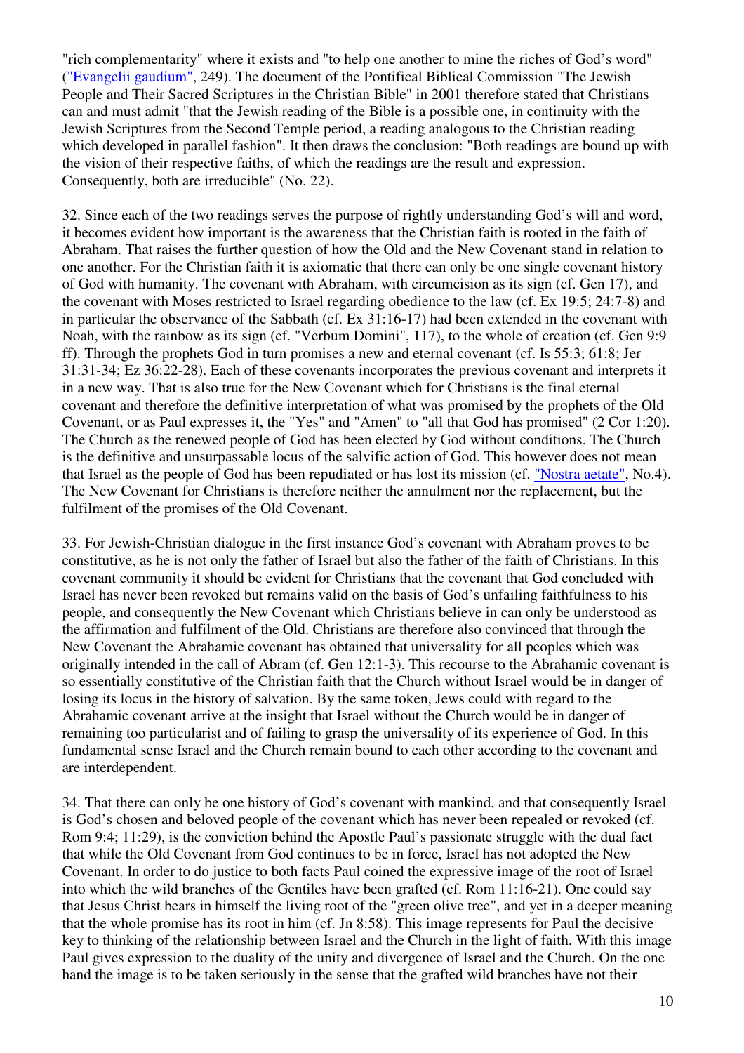"rich complementarity" where it exists and "to help one another to mine the riches of God's word" ("Evangelii gaudium", 249). The document of the Pontifical Biblical Commission "The Jewish People and Their Sacred Scriptures in the Christian Bible" in 2001 therefore stated that Christians can and must admit "that the Jewish reading of the Bible is a possible one, in continuity with the Jewish Scriptures from the Second Temple period, a reading analogous to the Christian reading which developed in parallel fashion". It then draws the conclusion: "Both readings are bound up with the vision of their respective faiths, of which the readings are the result and expression. Consequently, both are irreducible" (No. 22).

32. Since each of the two readings serves the purpose of rightly understanding God's will and word, it becomes evident how important is the awareness that the Christian faith is rooted in the faith of Abraham. That raises the further question of how the Old and the New Covenant stand in relation to one another. For the Christian faith it is axiomatic that there can only be one single covenant history of God with humanity. The covenant with Abraham, with circumcision as its sign (cf. Gen 17), and the covenant with Moses restricted to Israel regarding obedience to the law (cf. Ex 19:5; 24:7-8) and in particular the observance of the Sabbath (cf. Ex 31:16-17) had been extended in the covenant with Noah, with the rainbow as its sign (cf. "Verbum Domini", 117), to the whole of creation (cf. Gen 9:9 ff). Through the prophets God in turn promises a new and eternal covenant (cf. Is 55:3; 61:8; Jer 31:31-34; Ez 36:22-28). Each of these covenants incorporates the previous covenant and interprets it in a new way. That is also true for the New Covenant which for Christians is the final eternal covenant and therefore the definitive interpretation of what was promised by the prophets of the Old Covenant, or as Paul expresses it, the "Yes" and "Amen" to "all that God has promised" (2 Cor 1:20). The Church as the renewed people of God has been elected by God without conditions. The Church is the definitive and unsurpassable locus of the salvific action of God. This however does not mean that Israel as the people of God has been repudiated or has lost its mission (cf. "Nostra aetate", No.4). The New Covenant for Christians is therefore neither the annulment nor the replacement, but the fulfilment of the promises of the Old Covenant.

33. For Jewish-Christian dialogue in the first instance God's covenant with Abraham proves to be constitutive, as he is not only the father of Israel but also the father of the faith of Christians. In this covenant community it should be evident for Christians that the covenant that God concluded with Israel has never been revoked but remains valid on the basis of God's unfailing faithfulness to his people, and consequently the New Covenant which Christians believe in can only be understood as the affirmation and fulfilment of the Old. Christians are therefore also convinced that through the New Covenant the Abrahamic covenant has obtained that universality for all peoples which was originally intended in the call of Abram (cf. Gen 12:1-3). This recourse to the Abrahamic covenant is so essentially constitutive of the Christian faith that the Church without Israel would be in danger of losing its locus in the history of salvation. By the same token, Jews could with regard to the Abrahamic covenant arrive at the insight that Israel without the Church would be in danger of remaining too particularist and of failing to grasp the universality of its experience of God. In this fundamental sense Israel and the Church remain bound to each other according to the covenant and are interdependent.

34. That there can only be one history of God's covenant with mankind, and that consequently Israel is God's chosen and beloved people of the covenant which has never been repealed or revoked (cf. Rom 9:4; 11:29), is the conviction behind the Apostle Paul's passionate struggle with the dual fact that while the Old Covenant from God continues to be in force, Israel has not adopted the New Covenant. In order to do justice to both facts Paul coined the expressive image of the root of Israel into which the wild branches of the Gentiles have been grafted (cf. Rom 11:16-21). One could say that Jesus Christ bears in himself the living root of the "green olive tree", and yet in a deeper meaning that the whole promise has its root in him (cf. Jn 8:58). This image represents for Paul the decisive key to thinking of the relationship between Israel and the Church in the light of faith. With this image Paul gives expression to the duality of the unity and divergence of Israel and the Church. On the one hand the image is to be taken seriously in the sense that the grafted wild branches have not their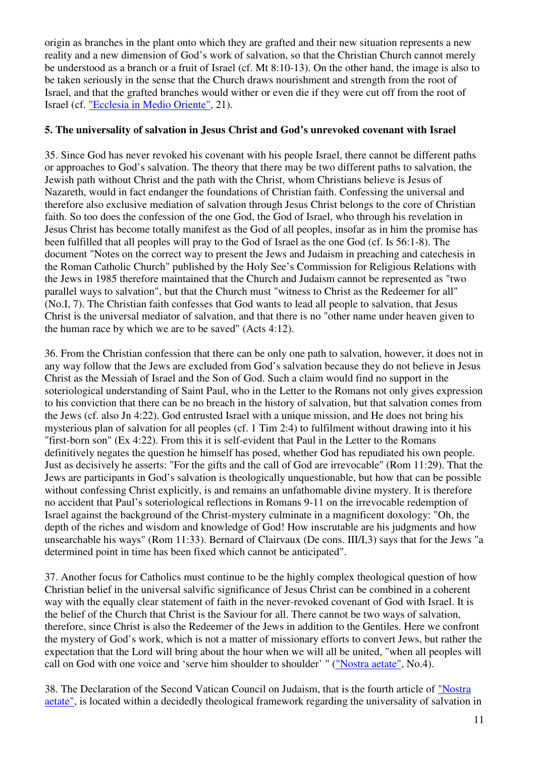origin as branches in the plant onto which they are grafted and their new situation represents a new reality and a new dimension of God's work of salvation, so that the Christian Church cannot merely be understood as a branch or a fruit of Israel (cf. Mt 8:10-13). On the other hand, the image is also to be taken seriously in the sense that the Church draws nourishment and strength from the root of Israel, and that the grafted branches would wither or even die if they were cut off from the root of Israel (cf. "Ecclesia in Medio Oriente", 21).

**5. The universality of salvation in Jesus Christ and God's unrevoked covenant with Israel**

35. Since God has never revoked his covenant with his people Israel, there cannot be different paths or approaches to God's salvation. The theory that there may be two different paths to salvation, the Jewish path without Christ and the path with the Christ, whom Christians believe is Jesus of Nazareth, would in fact endanger the foundations of Christian faith. Confessing the universal and therefore also exclusive mediation of salvation through Jesus Christ belongs to the core of Christian faith. So too does the confession of the one God, the God of Israel, who through his revelation in Jesus Christ has become totally manifest as the God of all peoples, insofar as in him the promise has been fulfilled that all peoples will pray to the God of Israel as the one God (cf. Is 56:1-8). The document "Notes on the correct way to present the Jews and Judaism in preaching and catechesis in the Roman Catholic Church" published by the Holy See's Commission for Religious Relations with the Jews in 1985 therefore maintained that the Church and Judaism cannot be represented as "two parallel ways to salvation", but that the Church must "witness to Christ as the Redeemer for all" (No.I, 7). The Christian faith confesses that God wants to lead all people to salvation, that Jesus Christ is the universal mediator of salvation, and that there is no "other name under heaven given to the human race by which we are to be saved" (Acts 4:12).

36. From the Christian confession that there can be only one path to salvation, however, it does not in any way follow that the Jews are excluded from God's salvation because they do not believe in Jesus Christ as the Messiah of Israel and the Son of God. Such a claim would find no support in the soteriological understanding of Saint Paul, who in the Letter to the Romans not only gives expression to his conviction that there can be no breach in the history of salvation, but that salvation comes from the Jews (cf. also Jn 4:22). God entrusted Israel with a unique mission, and He does not bring his mysterious plan of salvation for all peoples (cf. 1 Tim 2:4) to fulfilment without drawing into it his "first-born son" (Ex 4:22). From this it is self-evident that Paul in the Letter to the Romans definitively negates the question he himself has posed, whether God has repudiated his own people. Just as decisively he asserts: "For the gifts and the call of God are irrevocable" (Rom 11:29). That the Jews are participants in God's salvation is theologically unquestionable, but how that can be possible without confessing Christ explicitly, is and remains an unfathomable divine mystery. It is therefore no accident that Paul's soteriological reflections in Romans 9-11 on the irrevocable redemption of Israel against the background of the Christ-mystery culminate in a magnificent doxology: "Oh, the depth of the riches and wisdom and knowledge of God! How inscrutable are his judgments and how unsearchable his ways" (Rom 11:33). Bernard of Clairvaux (De cons. III/I,3) says that for the Jews "a determined point in time has been fixed which cannot be anticipated".

37. Another focus for Catholics must continue to be the highly complex theological question of how Christian belief in the universal salvific significance of Jesus Christ can be combined in a coherent way with the equally clear statement of faith in the never-revoked covenant of God with Israel. It is the belief of the Church that Christ is the Saviour for all. There cannot be two ways of salvation, therefore, since Christ is also the Redeemer of the Jews in addition to the Gentiles. Here we confront the mystery of God's work, which is not a matter of missionary efforts to convert Jews, but rather the expectation that the Lord will bring about the hour when we will all be united, "when all peoples will call on God with one voice and 'serve him shoulder to shoulder' " ("Nostra aetate", No.4).

38. The Declaration of the Second Vatican Council on Judaism, that is the fourth article of "Nostra aetate", is located within a decidedly theological framework regarding the universality of salvation in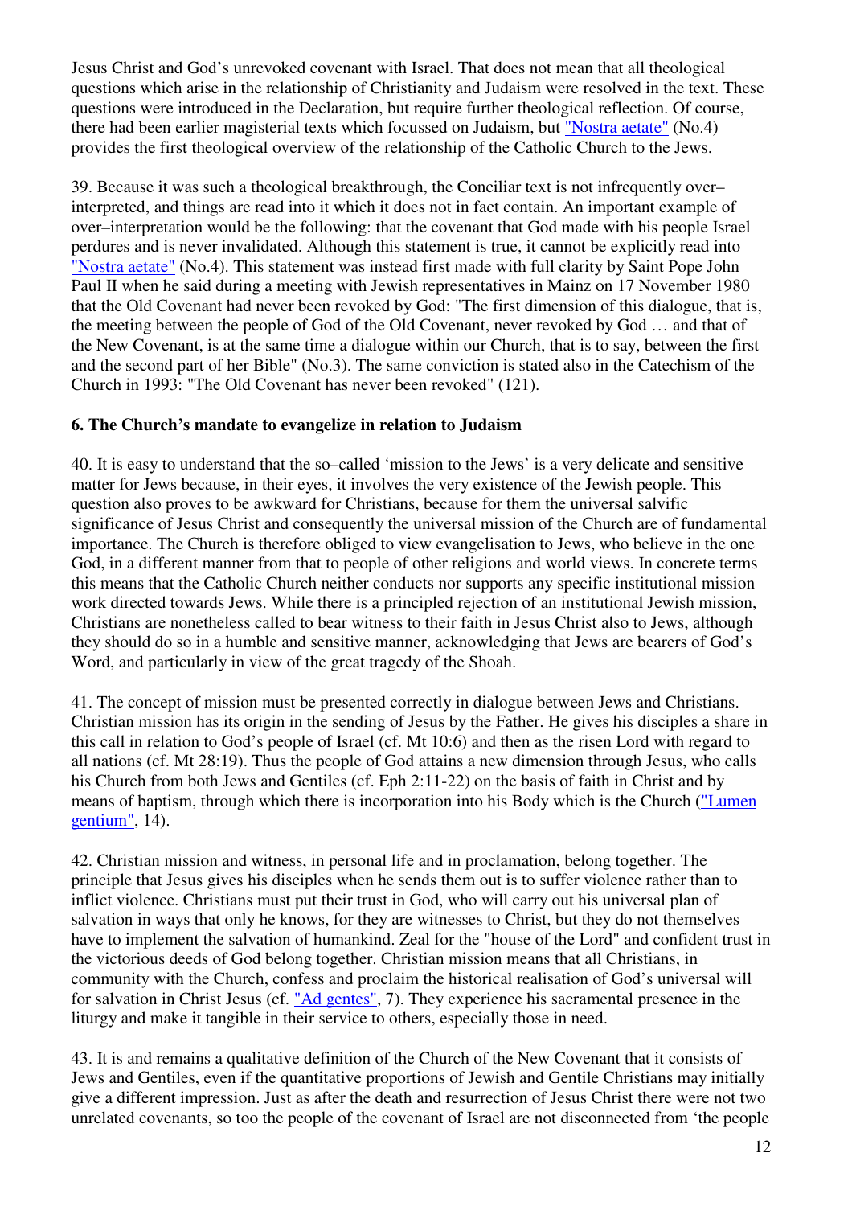Jesus Christ and God's unrevoked covenant with Israel. That does not mean that all theological questions which arise in the relationship of Christianity and Judaism were resolved in the text. These questions were introduced in the Declaration, but require further theological reflection. Of course, there had been earlier magisterial texts which focussed on Judaism, but "Nostra aetate" (No.4) provides the first theological overview of the relationship of the Catholic Church to the Jews.

39. Because it was such a theological breakthrough, the Conciliar text is not infrequently over–interpreted, and things are read into it which it does not in fact contain. An important example of over–interpretation would be the following: that the covenant that God made with his people Israel perdures and is never invalidated. Although this statement is true, it cannot be explicitly read into "Nostra aetate" (No.4). This statement was instead first made with full clarity by Saint Pope John Paul II when he said during a meeting with Jewish representatives in Mainz on 17 November 1980 that the Old Covenant had never been revoked by God: "The first dimension of this dialogue, that is, the meeting between the people of God of the Old Covenant, never revoked by God … and that of the New Covenant, is at the same time a dialogue within our Church, that is to say, between the first and the second part of her Bible" (No.3). The same conviction is stated also in the Catechism of the Church in 1993: "The Old Covenant has never been revoked" (121).

**6. The Church's mandate to evangelize in relation to Judaism**

40. It is easy to understand that the so–called 'mission to the Jews' is a very delicate and sensitive matter for Jews because, in their eyes, it involves the very existence of the Jewish people. This question also proves to be awkward for Christians, because for them the universal salvific significance of Jesus Christ and consequently the universal mission of the Church are of fundamental importance. The Church is therefore obliged to view evangelisation to Jews, who believe in the one God, in a different manner from that to people of other religions and world views. In concrete terms this means that the Catholic Church neither conducts nor supports any specific institutional mission work directed towards Jews. While there is a principled rejection of an institutional Jewish mission, Christians are nonetheless called to bear witness to their faith in Jesus Christ also to Jews, although they should do so in a humble and sensitive manner, acknowledging that Jews are bearers of God's Word, and particularly in view of the great tragedy of the Shoah.

41. The concept of mission must be presented correctly in dialogue between Jews and Christians. Christian mission has its origin in the sending of Jesus by the Father. He gives his disciples a share in this call in relation to God's people of Israel (cf. Mt 10:6) and then as the risen Lord with regard to all nations (cf. Mt 28:19). Thus the people of God attains a new dimension through Jesus, who calls his Church from both Jews and Gentiles (cf. Eph 2:11-22) on the basis of faith in Christ and by means of baptism, through which there is incorporation into his Body which is the Church ("Lumen gentium", 14).

42. Christian mission and witness, in personal life and in proclamation, belong together. The principle that Jesus gives his disciples when he sends them out is to suffer violence rather than to inflict violence. Christians must put their trust in God, who will carry out his universal plan of salvation in ways that only he knows, for they are witnesses to Christ, but they do not themselves have to implement the salvation of humankind. Zeal for the "house of the Lord" and confident trust in the victorious deeds of God belong together. Christian mission means that all Christians, in community with the Church, confess and proclaim the historical realisation of God's universal will for salvation in Christ Jesus (cf. "Ad gentes", 7). They experience his sacramental presence in the liturgy and make it tangible in their service to others, especially those in need.

43. It is and remains a qualitative definition of the Church of the New Covenant that it consists of Jews and Gentiles, even if the quantitative proportions of Jewish and Gentile Christians may initially give a different impression. Just as after the death and resurrection of Jesus Christ there were not two unrelated covenants, so too the people of the covenant of Israel are not disconnected from 'the people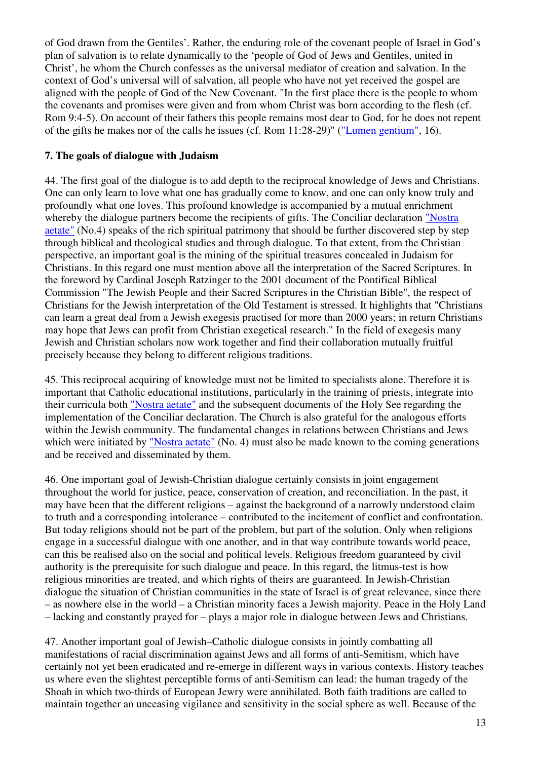of God drawn from the Gentiles'. Rather, the enduring role of the covenant people of Israel in God's plan of salvation is to relate dynamically to the 'people of God of Jews and Gentiles, united in Christ', he whom the Church confesses as the universal mediator of creation and salvation. In the context of God's universal will of salvation, all people who have not yet received the gospel are aligned with the people of God of the New Covenant. "In the first place there is the people to whom the covenants and promises were given and from whom Christ was born according to the flesh (cf. Rom 9:4-5). On account of their fathers this people remains most dear to God, for he does not repent of the gifts he makes nor of the calls he issues (cf. Rom 11:28-29)" ("Lumen gentium", 16).

### 7. The goals of dialogue with Judaism

44. The first goal of the dialogue is to add depth to the reciprocal knowledge of Jews and Christians. One can only learn to love what one has gradually come to know, and one can only know truly and profoundly what one loves. This profound knowledge is accompanied by a mutual enrichment whereby the dialogue partners become the recipients of gifts. The Conciliar declaration "Nostra aetate" (No.4) speaks of the rich spiritual patrimony that should be further discovered step by step through biblical and theological studies and through dialogue. To that extent, from the Christian perspective, an important goal is the mining of the spiritual treasures concealed in Judaism for Christians. In this regard one must mention above all the interpretation of the Sacred Scriptures. In the foreword by Cardinal Joseph Ratzinger to the 2001 document of the Pontifical Biblical Commission "The Jewish People and their Sacred Scriptures in the Christian Bible", the respect of Christians for the Jewish interpretation of the Old Testament is stressed. It highlights that "Christians can learn a great deal from a Jewish exegesis practised for more than 2000 years; in return Christians may hope that Jews can profit from Christian exegetical research." In the field of exegesis many Jewish and Christian scholars now work together and find their collaboration mutually fruitful precisely because they belong to different religious traditions.

45. This reciprocal acquiring of knowledge must not be limited to specialists alone. Therefore it is important that Catholic educational institutions, particularly in the training of priests, integrate into their curricula both "Nostra aetate" and the subsequent documents of the Holy See regarding the implementation of the Conciliar declaration. The Church is also grateful for the analogous efforts within the Jewish community. The fundamental changes in relations between Christians and Jews which were initiated by "Nostra aetate" (No. 4) must also be made known to the coming generations and be received and disseminated by them.

46. One important goal of Jewish-Christian dialogue certainly consists in joint engagement throughout the world for justice, peace, conservation of creation, and reconciliation. In the past, it may have been that the different religions – against the background of a narrowly understood claim to truth and a corresponding intolerance – contributed to the incitement of conflict and confrontation. But today religions should not be part of the problem, but part of the solution. Only when religions engage in a successful dialogue with one another, and in that way contribute towards world peace, can this be realised also on the social and political levels. Religious freedom guaranteed by civil authority is the prerequisite for such dialogue and peace. In this regard, the litmus-test is how religious minorities are treated, and which rights of theirs are guaranteed. In Jewish-Christian dialogue the situation of Christian communities in the state of Israel is of great relevance, since there – as nowhere else in the world – a Christian minority faces a Jewish majority. Peace in the Holy Land – lacking and constantly prayed for – plays a major role in dialogue between Jews and Christians.

47. Another important goal of Jewish–Catholic dialogue consists in jointly combatting all manifestations of racial discrimination against Jews and all forms of anti-Semitism, which have certainly not yet been eradicated and re-emerge in different ways in various contexts. History teaches us where even the slightest perceptible forms of anti-Semitism can lead: the human tragedy of the Shoah in which two-thirds of European Jewry were annihilated. Both faith traditions are called to maintain together an unceasing vigilance and sensitivity in the social sphere as well. Because of the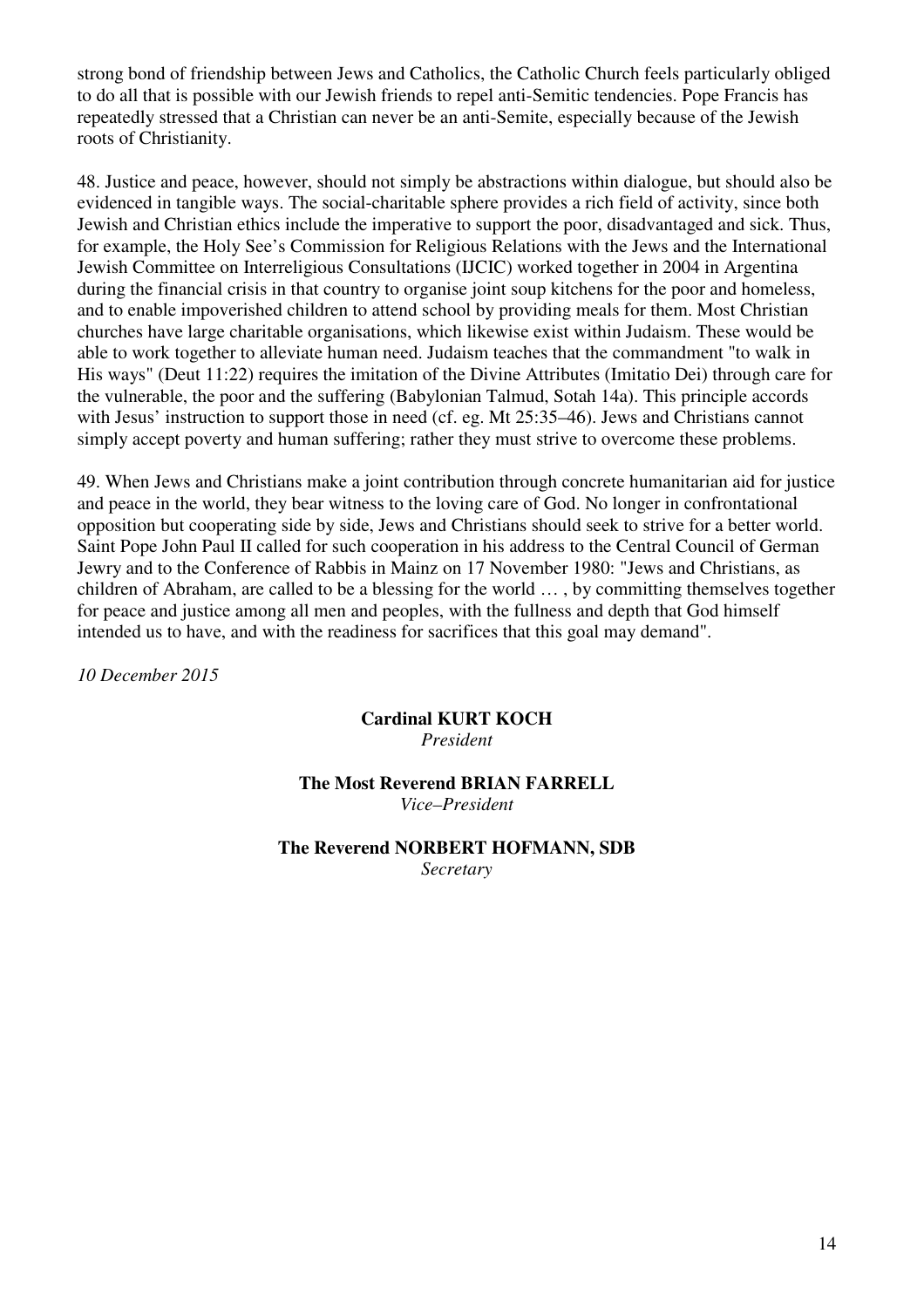strong bond of friendship between Jews and Catholics, the Catholic Church feels particularly obliged to do all that is possible with our Jewish friends to repel anti-Semitic tendencies. Pope Francis has repeatedly stressed that a Christian can never be an anti-Semite, especially because of the Jewish roots of Christianity.

48. Justice and peace, however, should not simply be abstractions within dialogue, but should also be evidenced in tangible ways. The social-charitable sphere provides a rich field of activity, since both Jewish and Christian ethics include the imperative to support the poor, disadvantaged and sick. Thus, for example, the Holy See's Commission for Religious Relations with the Jews and the International Jewish Committee on Interreligious Consultations (IJCIC) worked together in 2004 in Argentina during the financial crisis in that country to organise joint soup kitchens for the poor and homeless, and to enable impoverished children to attend school by providing meals for them. Most Christian churches have large charitable organisations, which likewise exist within Judaism. These would be able to work together to alleviate human need. Judaism teaches that the commandment "to walk in His ways" (Deut 11:22) requires the imitation of the Divine Attributes (Imitatio Dei) through care for the vulnerable, the poor and the suffering (Babylonian Talmud, Sotah 14a). This principle accords with Jesus' instruction to support those in need (cf. eg. Mt 25:35–46). Jews and Christians cannot simply accept poverty and human suffering; rather they must strive to overcome these problems.

49. When Jews and Christians make a joint contribution through concrete humanitarian aid for justice and peace in the world, they bear witness to the loving care of God. No longer in confrontational opposition but cooperating side by side, Jews and Christians should seek to strive for a better world. Saint Pope John Paul II called for such cooperation in his address to the Central Council of German Jewry and to the Conference of Rabbis in Mainz on 17 November 1980: "Jews and Christians, as children of Abraham, are called to be a blessing for the world … , by committing themselves together for peace and justice among all men and peoples, with the fullness and depth that God himself intended us to have, and with the readiness for sacrifices that this goal may demand".

*10 December 2015*

**Cardinal KURT KOCH**
*President*

**The Most Reverend BRIAN FARRELL**
*Vice–President*

**The Reverend NORBERT HOFMANN, SDB**
*Secretary*